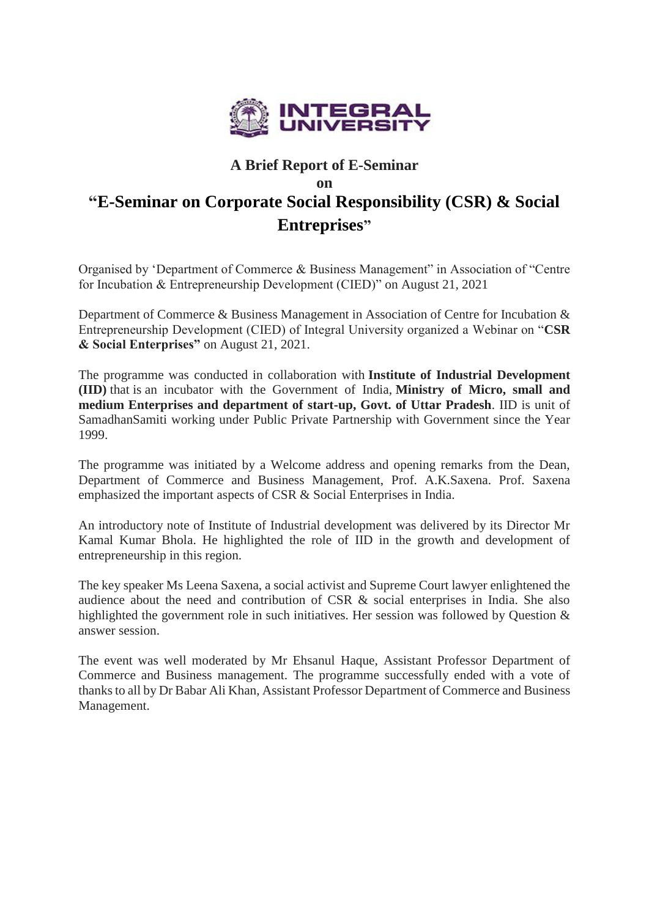INTEGRAL UNIVERSITY

## A Brief Report of E-Seminar

## on

# "E-Seminar on Corporate Social Responsibility (CSR) & Social Entreprises"

Organised by 'Department of Commerce & Business Management" in Association of "Centre for Incubation & Entrepreneurship Development (CIED)" on August 21, 2021

Department of Commerce & Business Management in Association of Centre for Incubation & Entrepreneurship Development (CIED) of Integral University organized a Webinar on "**CSR & Social Enterprises"** on August 21, 2021.

The programme was conducted in collaboration with **Institute of Industrial Development (IID)** that is an incubator with the Government of India, **Ministry of Micro, small and medium Enterprises and department of start-up, Govt. of Uttar Pradesh**. IID is unit of SamadhanSamiti working under Public Private Partnership with Government since the Year 1999.

The programme was initiated by a Welcome address and opening remarks from the Dean, Department of Commerce and Business Management, Prof. A.K.Saxena. Prof. Saxena emphasized the important aspects of CSR & Social Enterprises in India.

An introductory note of Institute of Industrial development was delivered by its Director Mr Kamal Kumar Bhola. He highlighted the role of IID in the growth and development of entrepreneurship in this region.

The key speaker Ms Leena Saxena, a social activist and Supreme Court lawyer enlightened the audience about the need and contribution of CSR & social enterprises in India. She also highlighted the government role in such initiatives. Her session was followed by Question & answer session.

The event was well moderated by Mr Ehsanul Haque, Assistant Professor Department of Commerce and Business management. The programme successfully ended with a vote of thanks to all by Dr Babar Ali Khan, Assistant Professor Department of Commerce and Business Management.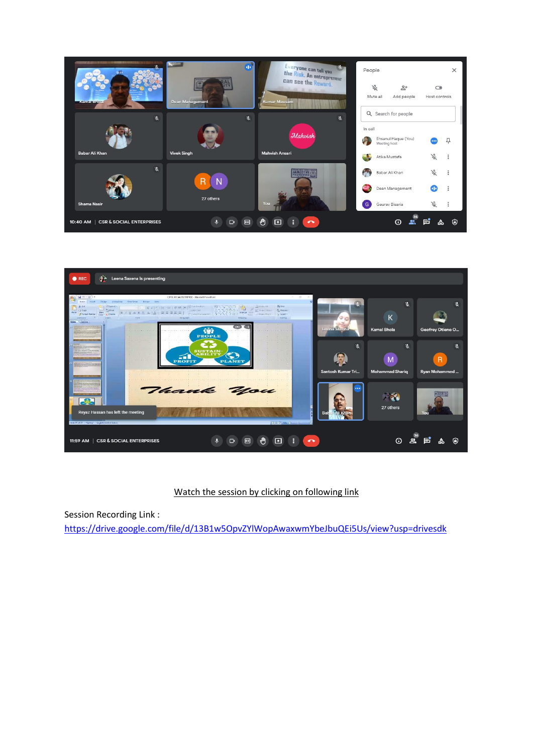Watch the session by clicking on following link

Session Recording Link :
https://drive.google.com/file/d/13B1w5OpvZYlWopAwaxwmYbeJbuQEi5Us/view?usp=drivesdk